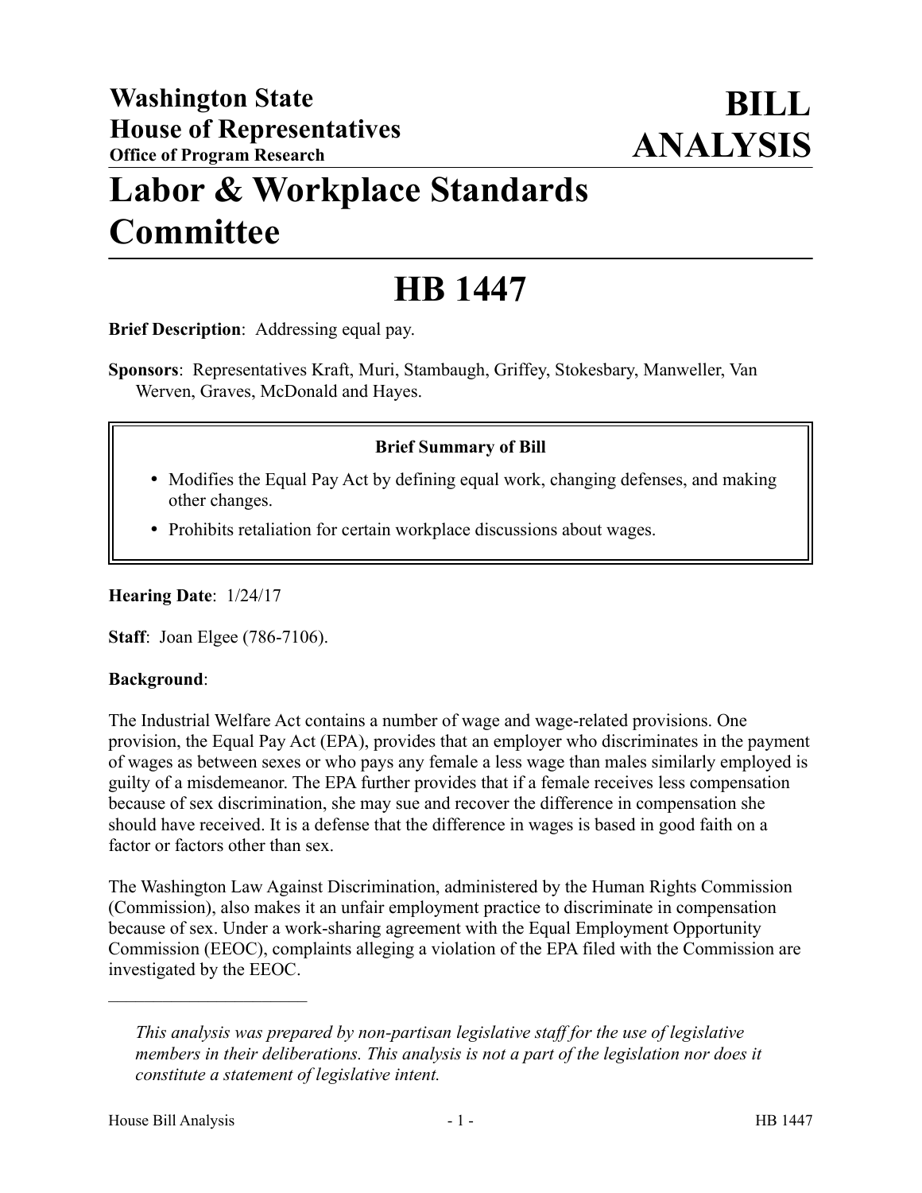**Washington State**
**House of Representatives**
**Office of Program Research**

# BILL ANALYSIS

# Labor & Workplace Standards Committee

# HB 1447

**Brief Description**: Addressing equal pay.

**Sponsors**: Representatives Kraft, Muri, Stambaugh, Griffey, Stokesbary, Manweller, Van Werven, Graves, McDonald and Hayes.

**Brief Summary of Bill**

- Modifies the Equal Pay Act by defining equal work, changing defenses, and making other changes.
- Prohibits retaliation for certain workplace discussions about wages.

**Hearing Date**: 1/24/17

**Staff**: Joan Elgee (786-7106).

**Background**:

The Industrial Welfare Act contains a number of wage and wage-related provisions. One provision, the Equal Pay Act (EPA), provides that an employer who discriminates in the payment of wages as between sexes or who pays any female a less wage than males similarly employed is guilty of a misdemeanor. The EPA further provides that if a female receives less compensation because of sex discrimination, she may sue and recover the difference in compensation she should have received. It is a defense that the difference in wages is based in good faith on a factor or factors other than sex.

The Washington Law Against Discrimination, administered by the Human Rights Commission (Commission), also makes it an unfair employment practice to discriminate in compensation because of sex. Under a work-sharing agreement with the Equal Employment Opportunity Commission (EEOC), complaints alleging a violation of the EPA filed with the Commission are investigated by the EEOC.

---

*This analysis was prepared by non-partisan legislative staff for the use of legislative members in their deliberations. This analysis is not a part of the legislation nor does it constitute a statement of legislative intent.*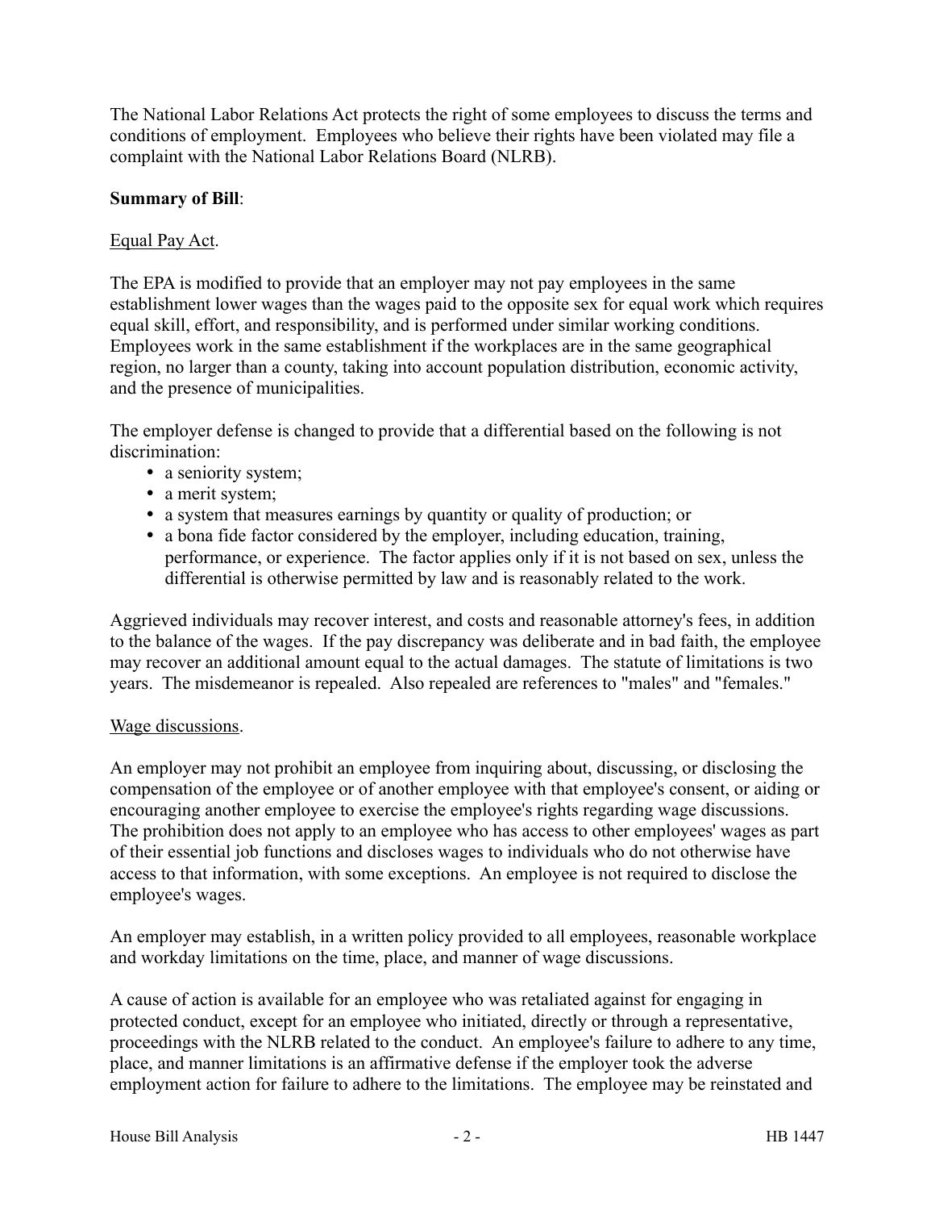The National Labor Relations Act protects the right of some employees to discuss the terms and conditions of employment. Employees who believe their rights have been violated may file a complaint with the National Labor Relations Board (NLRB).

**Summary of Bill**:

Equal Pay Act.

The EPA is modified to provide that an employer may not pay employees in the same establishment lower wages than the wages paid to the opposite sex for equal work which requires equal skill, effort, and responsibility, and is performed under similar working conditions. Employees work in the same establishment if the workplaces are in the same geographical region, no larger than a county, taking into account population distribution, economic activity, and the presence of municipalities.

The employer defense is changed to provide that a differential based on the following is not discrimination:

- a seniority system;
- a merit system;
- a system that measures earnings by quantity or quality of production; or
- a bona fide factor considered by the employer, including education, training, performance, or experience. The factor applies only if it is not based on sex, unless the differential is otherwise permitted by law and is reasonably related to the work.

Aggrieved individuals may recover interest, and costs and reasonable attorney's fees, in addition to the balance of the wages. If the pay discrepancy was deliberate and in bad faith, the employee may recover an additional amount equal to the actual damages. The statute of limitations is two years. The misdemeanor is repealed. Also repealed are references to "males" and "females."

Wage discussions.

An employer may not prohibit an employee from inquiring about, discussing, or disclosing the compensation of the employee or of another employee with that employee's consent, or aiding or encouraging another employee to exercise the employee's rights regarding wage discussions. The prohibition does not apply to an employee who has access to other employees' wages as part of their essential job functions and discloses wages to individuals who do not otherwise have access to that information, with some exceptions. An employee is not required to disclose the employee's wages.

An employer may establish, in a written policy provided to all employees, reasonable workplace and workday limitations on the time, place, and manner of wage discussions.

A cause of action is available for an employee who was retaliated against for engaging in protected conduct, except for an employee who initiated, directly or through a representative, proceedings with the NLRB related to the conduct. An employee's failure to adhere to any time, place, and manner limitations is an affirmative defense if the employer took the adverse employment action for failure to adhere to the limitations. The employee may be reinstated and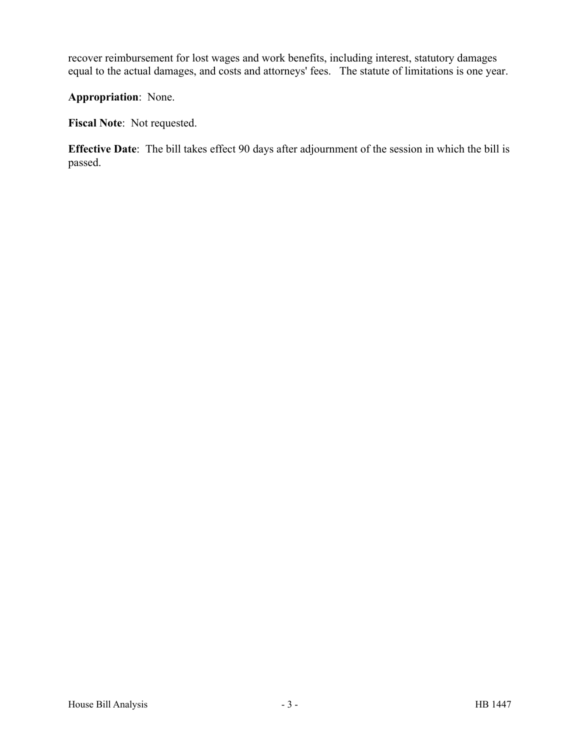recover reimbursement for lost wages and work benefits, including interest, statutory damages equal to the actual damages, and costs and attorneys' fees. The statute of limitations is one year.

**Appropriation**: None.

**Fiscal Note**: Not requested.

**Effective Date**: The bill takes effect 90 days after adjournment of the session in which the bill is passed.